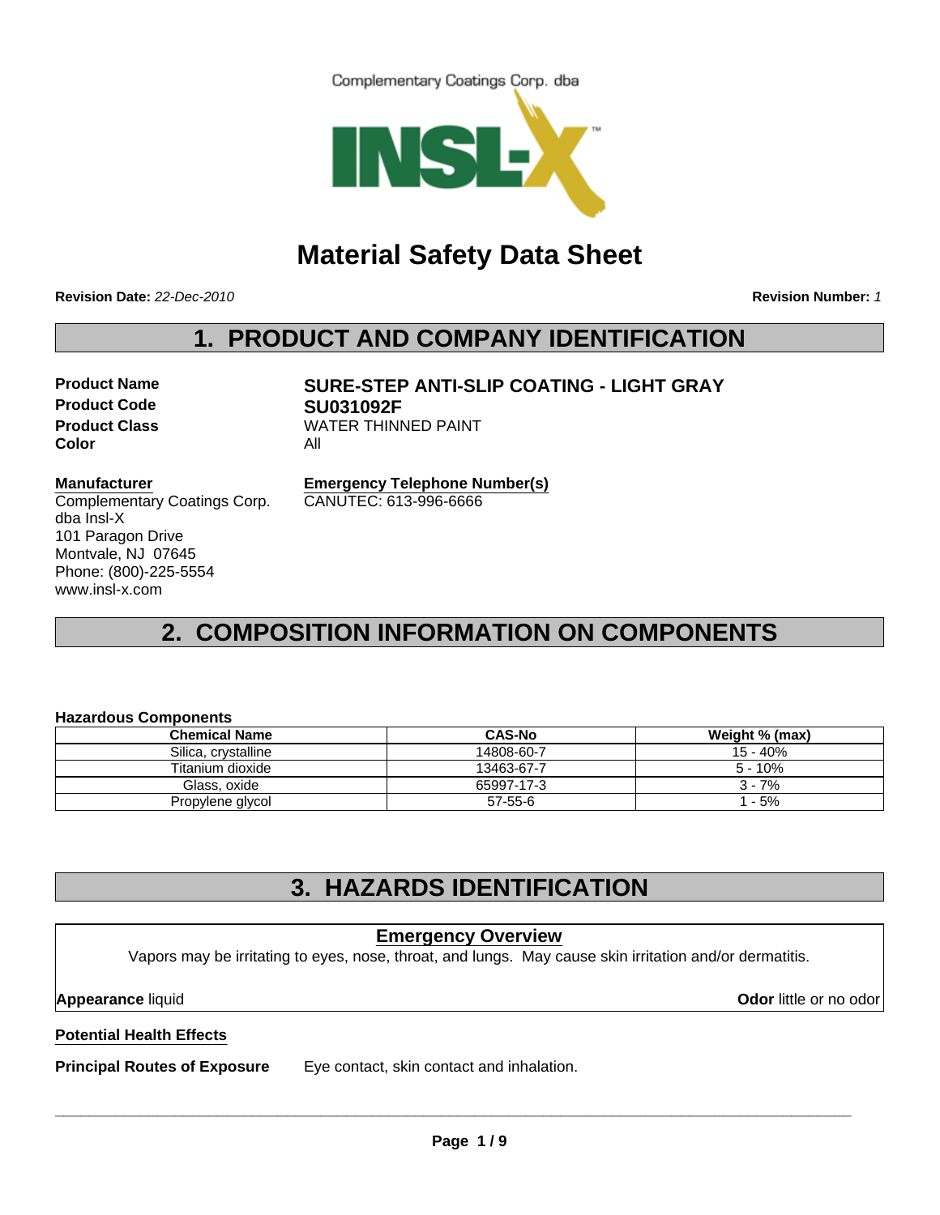Complementary Coatings Corp. dba

INSL-X

# Material Safety Data Sheet

**Revision Date:** *22-Dec-2010* **Revision Number:** *1*

## 1. PRODUCT AND COMPANY IDENTIFICATION

**Product Name** **SURE-STEP ANTI-SLIP COATING - LIGHT GRAY**
**Product Code** **SU031092F**
**Product Class** WATER THINNED PAINT
**Color** All

**Manufacturer**
Complementary Coatings Corp.
dba Insl-X
101 Paragon Drive
Montvale, NJ 07645
Phone: (800)-225-5554
www.insl-x.com

**Emergency Telephone Number(s)**
CANUTEC: 613-996-6666

## 2. COMPOSITION INFORMATION ON COMPONENTS

**Hazardous Components**

| Chemical Name | CAS-No | Weight % (max) |
|---|---|---|
| Silica, crystalline | 14808-60-7 | 15 - 40% |
| Titanium dioxide | 13463-67-7 | 5 - 10% |
| Glass, oxide | 65997-17-3 | 3 - 7% |
| Propylene glycol | 57-55-6 | 1 - 5% |

## 3. HAZARDS IDENTIFICATION

**Emergency Overview**

Vapors may be irritating to eyes, nose, throat, and lungs. May cause skin irritation and/or dermatitis.

**Appearance** liquid **Odor** little or no odor

**Potential Health Effects**

**Principal Routes of Exposure** Eye contact, skin contact and inhalation.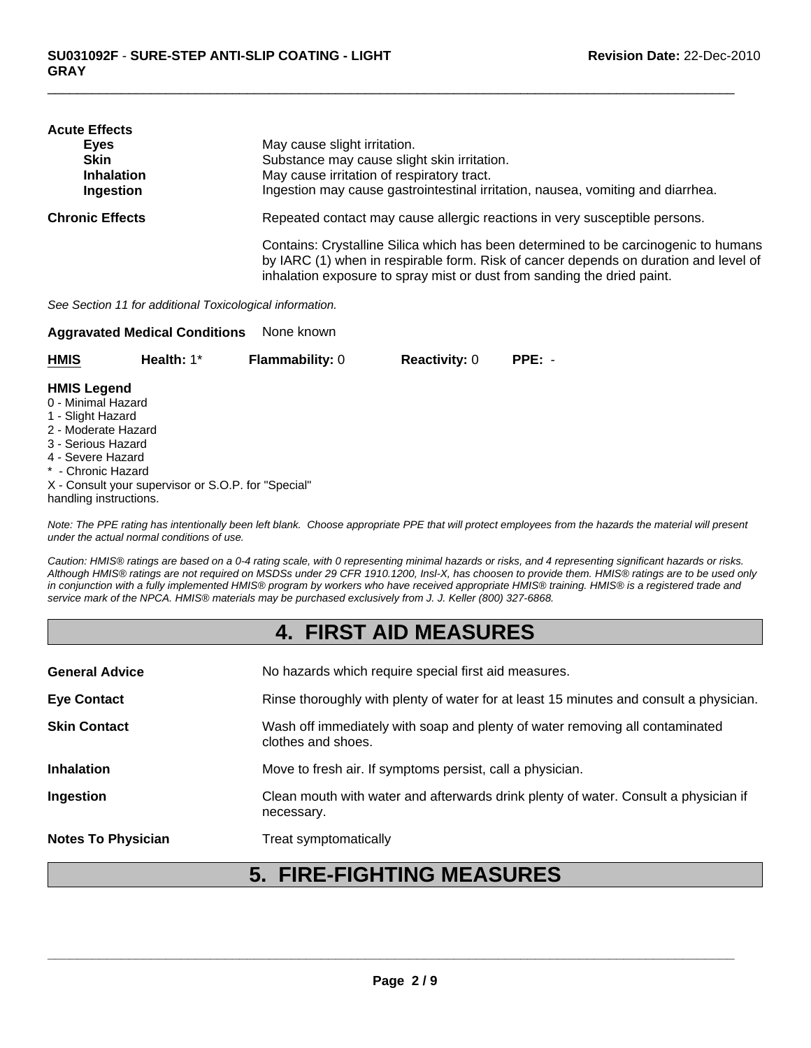**Acute Effects**

| | |
|---|---|
| **Eyes** | May cause slight irritation. |
| **Skin** | Substance may cause slight skin irritation. |
| **Inhalation** | May cause irritation of respiratory tract. |
| **Ingestion** | Ingestion may cause gastrointestinal irritation, nausea, vomiting and diarrhea. |

**Chronic Effects** Repeated contact may cause allergic reactions in very susceptible persons.

Contains: Crystalline Silica which has been determined to be carcinogenic to humans by IARC (1) when in respirable form. Risk of cancer depends on duration and level of inhalation exposure to spray mist or dust from sanding the dried paint.

*See Section 11 for additional Toxicological information.*

**Aggravated Medical Conditions** None known

| **HMIS** | **Health:** 1* | **Flammability:** 0 | **Reactivity:** 0 | **PPE:** - |
|---|---|---|---|---|

**HMIS Legend**

0 - Minimal Hazard
1 - Slight Hazard
2 - Moderate Hazard
3 - Serious Hazard
4 - Severe Hazard
* - Chronic Hazard
X - Consult your supervisor or S.O.P. for "Special" handling instructions.

*Note: The PPE rating has intentionally been left blank. Choose appropriate PPE that will protect employees from the hazards the material will present under the actual normal conditions of use.*

*Caution: HMIS® ratings are based on a 0-4 rating scale, with 0 representing minimal hazards or risks, and 4 representing significant hazards or risks. Although HMIS® ratings are not required on MSDSs under 29 CFR 1910.1200, Insl-X, has choosen to provide them. HMIS® ratings are to be used only in conjunction with a fully implemented HMIS® program by workers who have received appropriate HMIS® training. HMIS® is a registered trade and service mark of the NPCA. HMIS® materials may be purchased exclusively from J. J. Keller (800) 327-6868.*

# 4. FIRST AID MEASURES

| | |
|---|---|
| **General Advice** | No hazards which require special first aid measures. |
| **Eye Contact** | Rinse thoroughly with plenty of water for at least 15 minutes and consult a physician. |
| **Skin Contact** | Wash off immediately with soap and plenty of water removing all contaminated clothes and shoes. |
| **Inhalation** | Move to fresh air. If symptoms persist, call a physician. |
| **Ingestion** | Clean mouth with water and afterwards drink plenty of water. Consult a physician if necessary. |
| **Notes To Physician** | Treat symptomatically |

# 5. FIRE-FIGHTING MEASURES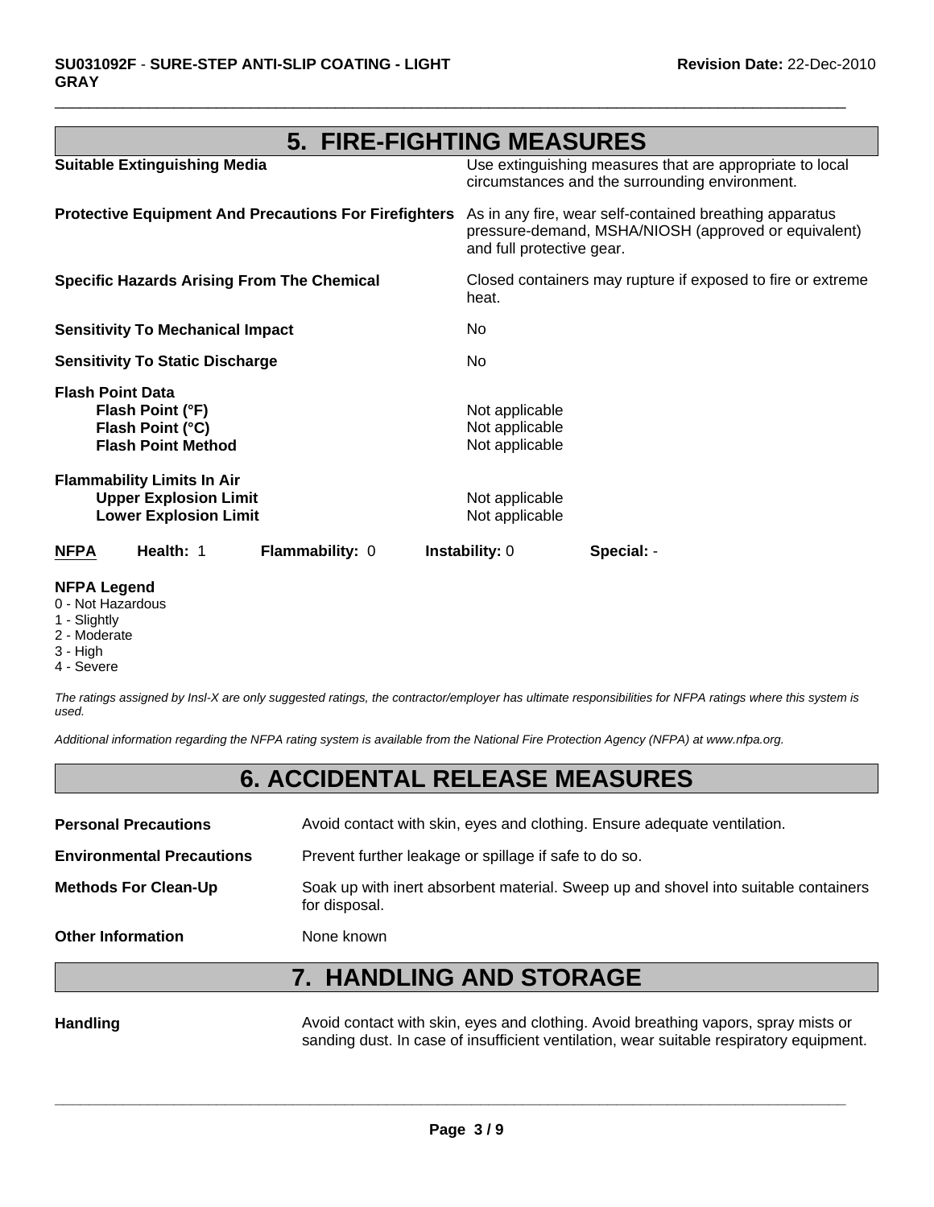## 5. FIRE-FIGHTING MEASURES

| | |
|---|---|
| **Suitable Extinguishing Media** | Use extinguishing measures that are appropriate to local circumstances and the surrounding environment. |
| **Protective Equipment And Precautions For Firefighters** | As in any fire, wear self-contained breathing apparatus pressure-demand, MSHA/NIOSH (approved or equivalent) and full protective gear. |
| **Specific Hazards Arising From The Chemical** | Closed containers may rupture if exposed to fire or extreme heat. |
| **Sensitivity To Mechanical Impact** | No |
| **Sensitivity To Static Discharge** | No |

**Flash Point Data**

| | |
|---|---|
| **Flash Point (°F)** | Not applicable |
| **Flash Point (°C)** | Not applicable |
| **Flash Point Method** | Not applicable |

**Flammability Limits In Air**

| | |
|---|---|
| **Upper Explosion Limit** | Not applicable |
| **Lower Explosion Limit** | Not applicable |

| | | | | |
|---|---|---|---|---|
| **NFPA** | **Health:** 1 | **Flammability:** 0 | **Instability:** 0 | **Special:** - |

**NFPA Legend**
0 - Not Hazardous
1 - Slightly
2 - Moderate
3 - High
4 - Severe

*The ratings assigned by Insl-X are only suggested ratings, the contractor/employer has ultimate responsibilities for NFPA ratings where this system is used.*

*Additional information regarding the NFPA rating system is available from the National Fire Protection Agency (NFPA) at www.nfpa.org.*

## 6. ACCIDENTAL RELEASE MEASURES

| | |
|---|---|
| **Personal Precautions** | Avoid contact with skin, eyes and clothing. Ensure adequate ventilation. |
| **Environmental Precautions** | Prevent further leakage or spillage if safe to do so. |
| **Methods For Clean-Up** | Soak up with inert absorbent material. Sweep up and shovel into suitable containers for disposal. |
| **Other Information** | None known |

## 7. HANDLING AND STORAGE

| | |
|---|---|
| **Handling** | Avoid contact with skin, eyes and clothing. Avoid breathing vapors, spray mists or sanding dust. In case of insufficient ventilation, wear suitable respiratory equipment. |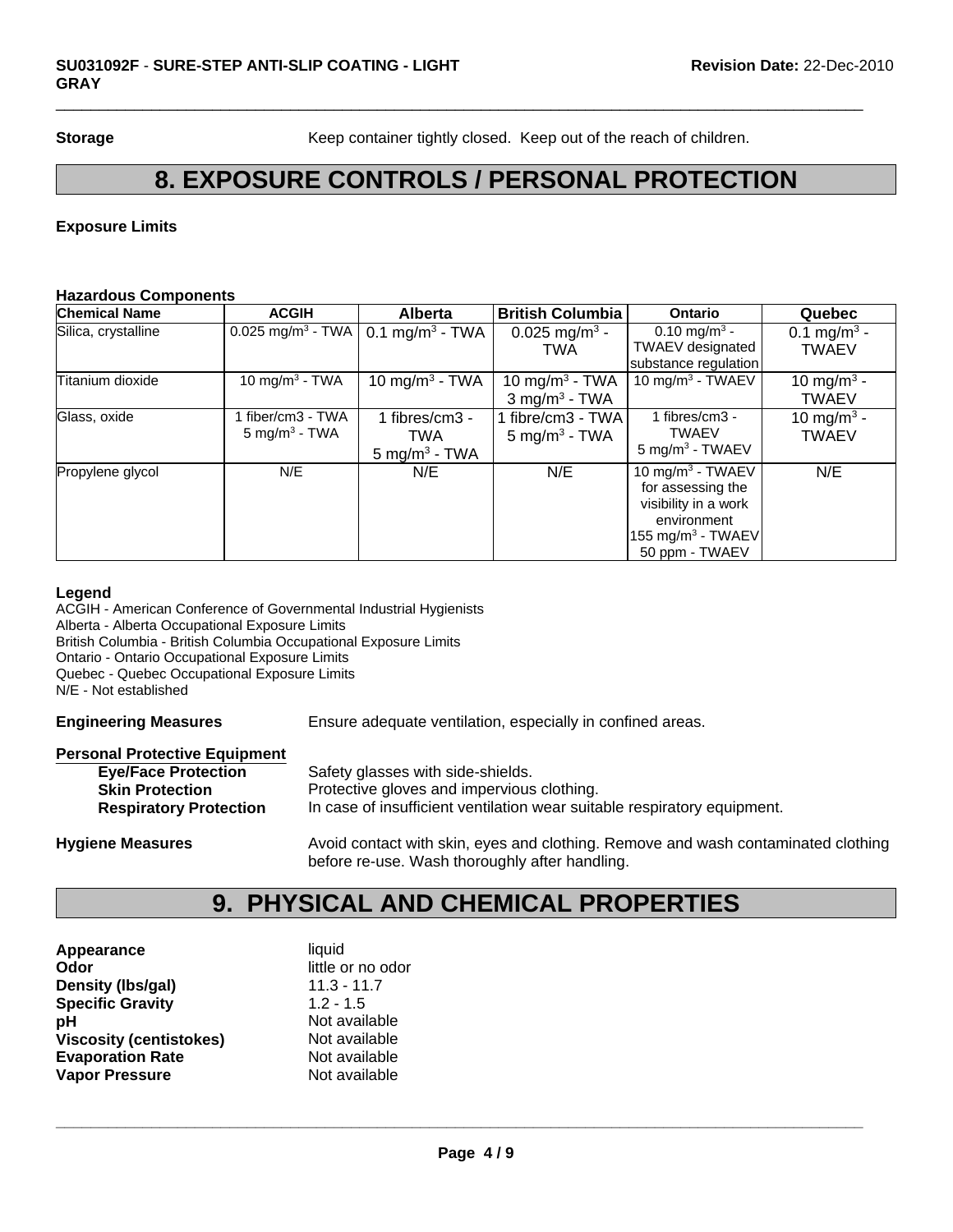**Storage** Keep container tightly closed. Keep out of the reach of children.

# 8. EXPOSURE CONTROLS / PERSONAL PROTECTION

**Exposure Limits**

**Hazardous Components**

| Chemical Name | ACGIH | Alberta | British Columbia | Ontario | Quebec |
|---|---|---|---|---|---|
| Silica, crystalline | 0.025 mg/m$^3$ - TWA | 0.1 mg/m$^3$ - TWA | 0.025 mg/m$^3$ - TWA | 0.10 mg/m$^3$ - TWAEV designated substance regulation | 0.1 mg/m$^3$ - TWAEV |
| Titanium dioxide | 10 mg/m$^3$ - TWA | 10 mg/m$^3$ - TWA | 10 mg/m$^3$ - TWA 3 mg/m$^3$ - TWA | 10 mg/m$^3$ - TWAEV | 10 mg/m$^3$ - TWAEV |
| Glass, oxide | 1 fiber/cm3 - TWA 5 mg/m$^3$ - TWA | 1 fibres/cm3 - TWA 5 mg/m$^3$ - TWA | 1 fibre/cm3 - TWA 5 mg/m$^3$ - TWA | 1 fibres/cm3 - TWAEV 5 mg/m$^3$ - TWAEV | 10 mg/m$^3$ - TWAEV |
| Propylene glycol | N/E | N/E | N/E | 10 mg/m$^3$ - TWAEV for assessing the visibility in a work environment 155 mg/m$^3$ - TWAEV 50 ppm - TWAEV | N/E |

**Legend**

ACGIH - American Conference of Governmental Industrial Hygienists
Alberta - Alberta Occupational Exposure Limits
British Columbia - British Columbia Occupational Exposure Limits
Ontario - Ontario Occupational Exposure Limits
Quebec - Quebec Occupational Exposure Limits
N/E - Not established

**Engineering Measures** Ensure adequate ventilation, especially in confined areas.

**Personal Protective Equipment**

- **Eye/Face Protection** Safety glasses with side-shields.
- **Skin Protection** Protective gloves and impervious clothing.
- **Respiratory Protection** In case of insufficient ventilation wear suitable respiratory equipment.

**Hygiene Measures** Avoid contact with skin, eyes and clothing. Remove and wash contaminated clothing before re-use. Wash thoroughly after handling.

# 9. PHYSICAL AND CHEMICAL PROPERTIES

| | |
|---|---|
| **Appearance** | liquid |
| **Odor** | little or no odor |
| **Density (lbs/gal)** | 11.3 - 11.7 |
| **Specific Gravity** | 1.2 - 1.5 |
| **pH** | Not available |
| **Viscosity (centistokes)** | Not available |
| **Evaporation Rate** | Not available |
| **Vapor Pressure** | Not available |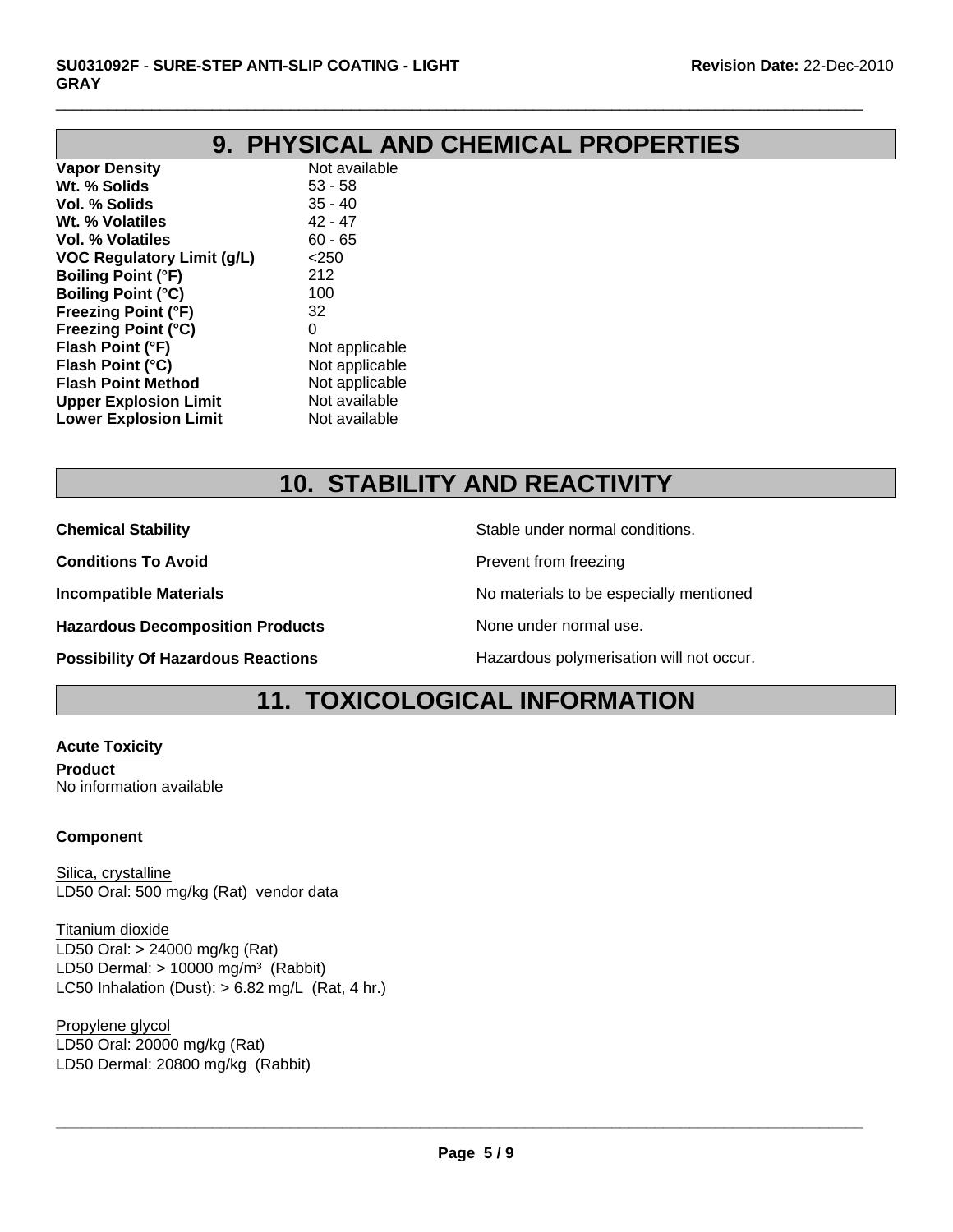## 9. PHYSICAL AND CHEMICAL PROPERTIES

| | |
|---|---|
| **Vapor Density** | Not available |
| **Wt. % Solids** | 53 - 58 |
| **Vol. % Solids** | 35 - 40 |
| **Wt. % Volatiles** | 42 - 47 |
| **Vol. % Volatiles** | 60 - 65 |
| **VOC Regulatory Limit (g/L)** | <250 |
| **Boiling Point (°F)** | 212 |
| **Boiling Point (°C)** | 100 |
| **Freezing Point (°F)** | 32 |
| **Freezing Point (°C)** | 0 |
| **Flash Point (°F)** | Not applicable |
| **Flash Point (°C)** | Not applicable |
| **Flash Point Method** | Not applicable |
| **Upper Explosion Limit** | Not available |
| **Lower Explosion Limit** | Not available |

## 10. STABILITY AND REACTIVITY

| | |
|---|---|
| **Chemical Stability** | Stable under normal conditions. |
| **Conditions To Avoid** | Prevent from freezing |
| **Incompatible Materials** | No materials to be especially mentioned |
| **Hazardous Decomposition Products** | None under normal use. |
| **Possibility Of Hazardous Reactions** | Hazardous polymerisation will not occur. |

## 11. TOXICOLOGICAL INFORMATION

### Acute Toxicity

**Product**
No information available

**Component**

Silica, crystalline
LD50 Oral: 500 mg/kg (Rat) vendor data

Titanium dioxide
LD50 Oral: > 24000 mg/kg (Rat)
LD50 Dermal: > 10000 mg/m³ (Rabbit)
LC50 Inhalation (Dust): > 6.82 mg/L (Rat, 4 hr.)

Propylene glycol
LD50 Oral: 20000 mg/kg (Rat)
LD50 Dermal: 20800 mg/kg (Rabbit)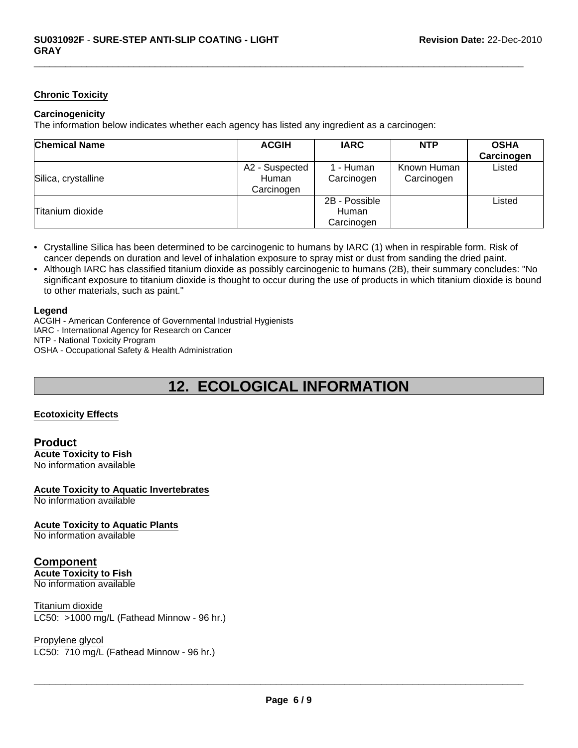### Chronic Toxicity

**Carcinogenicity**

The information below indicates whether each agency has listed any ingredient as a carcinogen:

| Chemical Name | ACGIH | IARC | NTP | OSHA Carcinogen |
|---|---|---|---|---|
| Silica, crystalline | A2 - Suspected Human Carcinogen | 1 - Human Carcinogen | Known Human Carcinogen | Listed |
| Titanium dioxide | | 2B - Possible Human Carcinogen | | Listed |

- Crystalline Silica has been determined to be carcinogenic to humans by IARC (1) when in respirable form. Risk of cancer depends on duration and level of inhalation exposure to spray mist or dust from sanding the dried paint.
- Although IARC has classified titanium dioxide as possibly carcinogenic to humans (2B), their summary concludes: "No significant exposure to titanium dioxide is thought to occur during the use of products in which titanium dioxide is bound to other materials, such as paint."

**Legend**

ACGIH - American Conference of Governmental Industrial Hygienists
IARC - International Agency for Research on Cancer
NTP - National Toxicity Program
OSHA - Occupational Safety & Health Administration

# 12. ECOLOGICAL INFORMATION

### Ecotoxicity Effects

## Product

**Acute Toxicity to Fish**
No information available

**Acute Toxicity to Aquatic Invertebrates**
No information available

**Acute Toxicity to Aquatic Plants**
No information available

## Component

**Acute Toxicity to Fish**
No information available

Titanium dioxide
LC50: >1000 mg/L (Fathead Minnow - 96 hr.)

Propylene glycol
LC50: 710 mg/L (Fathead Minnow - 96 hr.)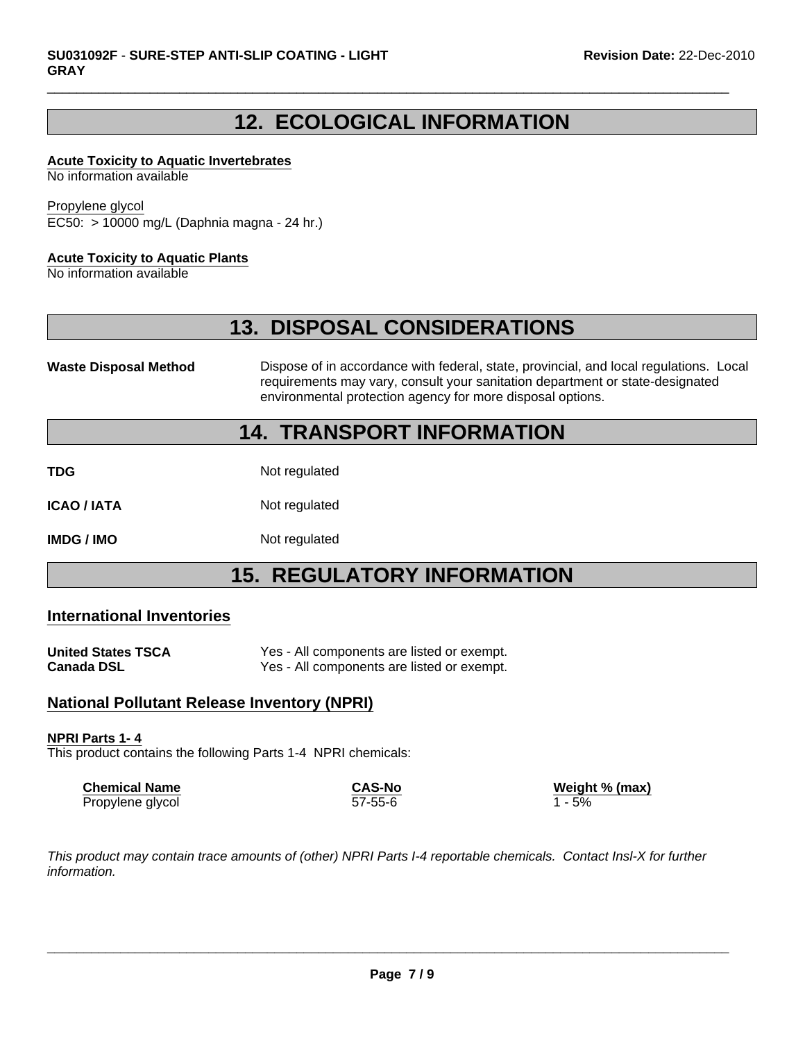# 12. ECOLOGICAL INFORMATION

**Acute Toxicity to Aquatic Invertebrates**
No information available

Propylene glycol
EC50: > 10000 mg/L (Daphnia magna - 24 hr.)

**Acute Toxicity to Aquatic Plants**
No information available

# 13. DISPOSAL CONSIDERATIONS

| | |
|---|---|
| **Waste Disposal Method** | Dispose of in accordance with federal, state, provincial, and local regulations. Local requirements may vary, consult your sanitation department or state-designated environmental protection agency for more disposal options. |

# 14. TRANSPORT INFORMATION

| | |
|---|---|
| **TDG** | Not regulated |
| **ICAO / IATA** | Not regulated |
| **IMDG / IMO** | Not regulated |

# 15. REGULATORY INFORMATION

## International Inventories

| | |
|---|---|
| **United States TSCA** | Yes - All components are listed or exempt. |
| **Canada DSL** | Yes - All components are listed or exempt. |

## National Pollutant Release Inventory (NPRI)

**NPRI Parts 1- 4**
This product contains the following Parts 1-4 NPRI chemicals:

| Chemical Name | CAS-No | Weight % (max) |
|---|---|---|
| Propylene glycol | 57-55-6 | 1 - 5% |

*This product may contain trace amounts of (other) NPRI Parts I-4 reportable chemicals. Contact Insl-X for further information.*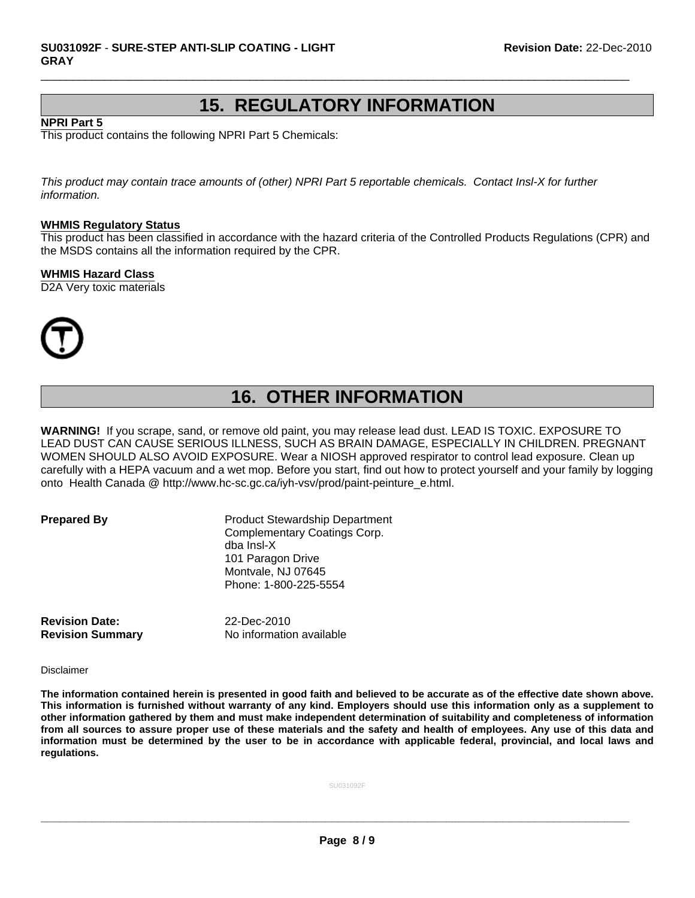## 15. REGULATORY INFORMATION

**NPRI Part 5**

This product contains the following NPRI Part 5 Chemicals:

*This product may contain trace amounts of (other) NPRI Part 5 reportable chemicals. Contact Insl-X for further information.*

**WHMIS Regulatory Status**

This product has been classified in accordance with the hazard criteria of the Controlled Products Regulations (CPR) and the MSDS contains all the information required by the CPR.

**WHMIS Hazard Class**

D2A Very toxic materials

## 16. OTHER INFORMATION

**WARNING!** If you scrape, sand, or remove old paint, you may release lead dust. LEAD IS TOXIC. EXPOSURE TO LEAD DUST CAN CAUSE SERIOUS ILLNESS, SUCH AS BRAIN DAMAGE, ESPECIALLY IN CHILDREN. PREGNANT WOMEN SHOULD ALSO AVOID EXPOSURE. Wear a NIOSH approved respirator to control lead exposure. Clean up carefully with a HEPA vacuum and a wet mop. Before you start, find out how to protect yourself and your family by logging onto Health Canada @ http://www.hc-sc.gc.ca/iyh-vsv/prod/paint-peinture_e.html.

**Prepared By**

Product Stewardship Department
Complementary Coatings Corp.
dba Insl-X
101 Paragon Drive
Montvale, NJ 07645
Phone: 1-800-225-5554

**Revision Date:** 22-Dec-2010
**Revision Summary** No information available

Disclaimer

**The information contained herein is presented in good faith and believed to be accurate as of the effective date shown above. This information is furnished without warranty of any kind. Employers should use this information only as a supplement to other information gathered by them and must make independent determination of suitability and completeness of information from all sources to assure proper use of these materials and the safety and health of employees. Any use of this data and information must be determined by the user to be in accordance with applicable federal, provincial, and local laws and regulations.**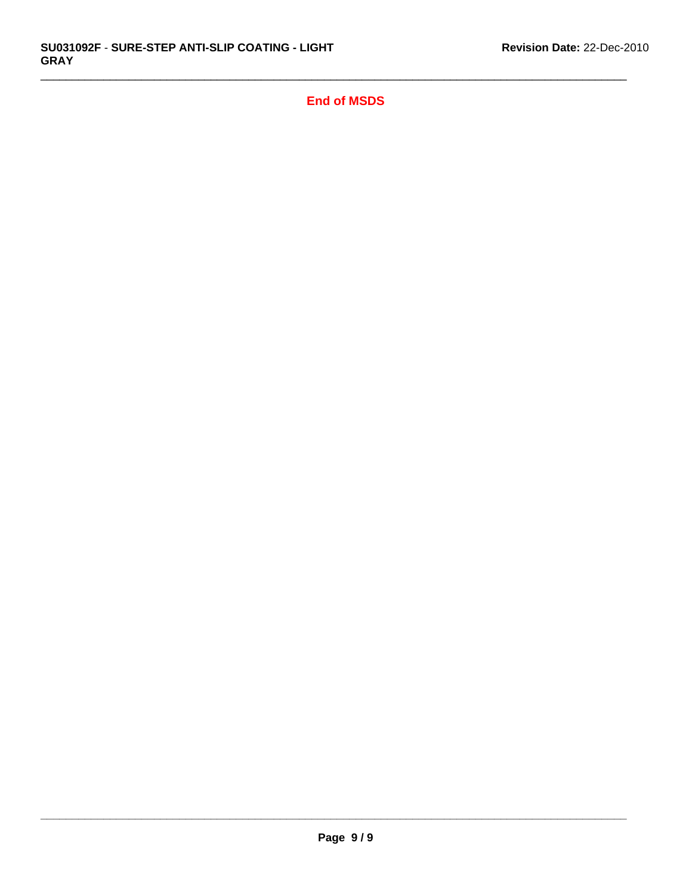**End of MSDS**